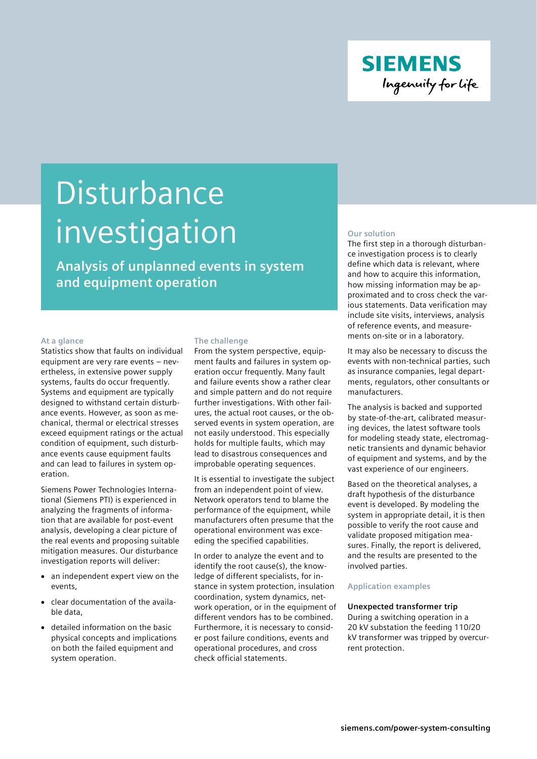SIEMENS

Ingenuity for life

# Disturbance investigation

## Analysis of unplanned events in system and equipment operation

### At a glance

Statistics show that faults on individual equipment are very rare events – nevertheless, in extensive power supply systems, faults do occur frequently. Systems and equipment are typically designed to withstand certain disturbance events. However, as soon as mechanical, thermal or electrical stresses exceed equipment ratings or the actual condition of equipment, such disturbance events cause equipment faults and can lead to failures in system operation.

Siemens Power Technologies International (Siemens PTI) is experienced in analyzing the fragments of information that are available for post-event analysis, developing a clear picture of the real events and proposing suitable mitigation measures. Our disturbance investigation reports will deliver:

- an independent expert view on the events,
- clear documentation of the available data,
- detailed information on the basic physical concepts and implications on both the failed equipment and system operation.

### The challenge

From the system perspective, equipment faults and failures in system operation occur frequently. Many fault and failure events show a rather clear and simple pattern and do not require further investigations. With other failures, the actual root causes, or the observed events in system operation, are not easily understood. This especially holds for multiple faults, which may lead to disastrous consequences and improbable operating sequences.

It is essential to investigate the subject from an independent point of view. Network operators tend to blame the performance of the equipment, while manufacturers often presume that the operational environment was exceeding the specified capabilities.

In order to analyze the event and to identify the root cause(s), the knowledge of different specialists, for instance in system protection, insulation coordination, system dynamics, network operation, or in the equipment of different vendors has to be combined. Furthermore, it is necessary to consider post failure conditions, events and operational procedures, and cross check official statements.

### Our solution

The first step in a thorough disturbance investigation process is to clearly define which data is relevant, where and how to acquire this information, how missing information may be approximated and to cross check the various statements. Data verification may include site visits, interviews, analysis of reference events, and measurements on-site or in a laboratory.

It may also be necessary to discuss the events with non-technical parties, such as insurance companies, legal departments, regulators, other consultants or manufacturers.

The analysis is backed and supported by state-of-the-art, calibrated measuring devices, the latest software tools for modeling steady state, electromagnetic transients and dynamic behavior of equipment and systems, and by the vast experience of our engineers.

Based on the theoretical analyses, a draft hypothesis of the disturbance event is developed. By modeling the system in appropriate detail, it is then possible to verify the root cause and validate proposed mitigation measures. Finally, the report is delivered, and the results are presented to the involved parties.

### Application examples

**Unexpected transformer trip**

During a switching operation in a 20 kV substation the feeding 110/20 kV transformer was tripped by overcurrent protection.

siemens.com/power-system-consulting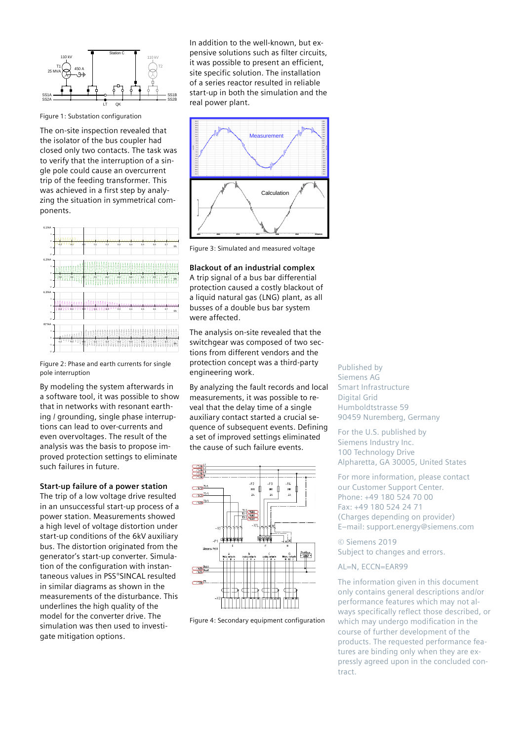110 kV
T1
25 MVA
450 A
Station C
110 kV
T2
SS1A
SS2A
SS1B
SS2B
LT
QK

Figure 1: Substation configuration

The on-site inspection revealed that the isolator of the bus coupler had closed only two contacts. The task was to verify that the interruption of a single pole could cause an overcurrent trip of the feeding transformer. This was achieved in a first step by analyzing the situation in symmetrical components.

IL1/kA
IL2/kA
IL3/kA
IE*/kA

Figure 2: Phase and earth currents for single pole interruption

By modeling the system afterwards in a software tool, it was possible to show that in networks with resonant earthing / grounding, single phase interruptions can lead to over-currents and even overvoltages. The result of the analysis was the basis to propose improved protection settings to eliminate such failures in future.

### Start-up failure of a power station

The trip of a low voltage drive resulted in an unsuccessful start-up process of a power station. Measurements showed a high level of voltage distortion under start-up conditions of the 6kV auxiliary bus. The distortion originated from the generator's start-up converter. Simulation of the configuration with instantaneous values in PSS®SINCAL resulted in similar diagrams as shown in the measurements of the disturbance. This underlines the high quality of the model for the converter drive. The simulation was then used to investigate mitigation options.

In addition to the well-known, but expensive solutions such as filter circuits, it was possible to present an efficient, site specific solution. The installation of a series reactor resulted in reliable start-up in both the simulation and the real power plant.

Measurement

Calculation

Figure 3: Simulated and measured voltage

### Blackout of an industrial complex

A trip signal of a bus bar differential protection caused a costly blackout of a liquid natural gas (LNG) plant, as all busses of a double bus bar system were affected.

The analysis on-site revealed that the switchgear was composed of two sections from different vendors and the protection concept was a third-party engineering work.

By analyzing the fault records and local measurements, it was possible to reveal that the delay time of a single auxiliary contact started a crucial sequence of subsequent events. Defining a set of improved settings eliminated the cause of such failure events.

Figure 4: Secondary equipment configuration

Published by
Siemens AG
Smart Infrastructure
Digital Grid
Humboldtstrasse 59
90459 Nuremberg, Germany

For the U.S. published by
Siemens Industry Inc.
100 Technology Drive
Alpharetta, GA 30005, United States

For more information, please contact
our Customer Support Center.
Phone: +49 180 524 70 00
Fax: +49 180 524 24 71
(Charges depending on provider)
E-mail: support.energy@siemens.com

© Siemens 2019
Subject to changes and errors.

AL=N, ECCN=EAR99

The information given in this document only contains general descriptions and/or performance features which may not always specifically reflect those described, or which may undergo modification in the course of further development of the products. The requested performance features are binding only when they are expressly agreed upon in the concluded contract.